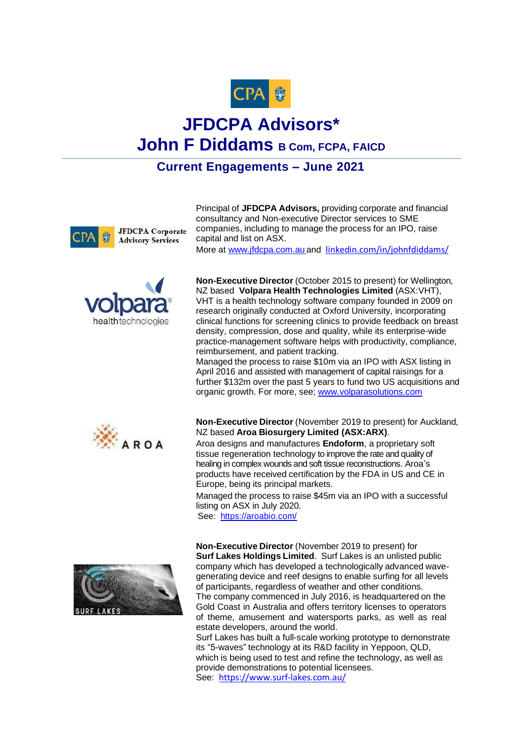# JFDCPA Advisors*

# John F Diddams B Com, FCPA, FAICD

## Current Engagements – June 2021

Principal of **JFDCPA Advisors,** providing corporate and financial consultancy and Non-executive Director services to SME companies, including to manage the process for an IPO, raise capital and list on ASX.
More at www.jfdcpa.com.au and linkedin.com/in/johnfdiddams/

**Non-Executive Director** (October 2015 to present) for Wellington, NZ based **Volpara Health Technologies Limited** (ASX:VHT), VHT is a health technology software company founded in 2009 on research originally conducted at Oxford University, incorporating clinical functions for screening clinics to provide feedback on breast density, compression, dose and quality, while its enterprise-wide practice-management software helps with productivity, compliance, reimbursement, and patient tracking.
Managed the process to raise $10m via an IPO with ASX listing in April 2016 and assisted with management of capital raisings for a further $132m over the past 5 years to fund two US acquisitions and organic growth. For more, see; www.volparasolutions.com

**Non-Executive Director** (November 2019 to present) for Auckland, NZ based **Aroa Biosurgery Limited (ASX:ARX)**.
Aroa designs and manufactures **Endoform**, a proprietary soft tissue regeneration technology to improve the rate and quality of healing in complex wounds and soft tissue reconstructions. Aroa's products have received certification by the FDA in US and CE in Europe, being its principal markets.
Managed the process to raise $45m via an IPO with a successful listing on ASX in July 2020.
See: https://aroabio.com/

**Non-Executive Director** (November 2019 to present) for **Surf Lakes Holdings Limited**. Surf Lakes is an unlisted public company which has developed a technologically advanced wave-generating device and reef designs to enable surfing for all levels of participants, regardless of weather and other conditions.
The company commenced in July 2016, is headquartered on the Gold Coast in Australia and offers territory licenses to operators of theme, amusement and watersports parks, as well as real estate developers, around the world.
Surf Lakes has built a full-scale working prototype to demonstrate its "5-waves" technology at its R&D facility in Yeppoon, QLD, which is being used to test and refine the technology, as well as provide demonstrations to potential licensees.
See: https://www.surf-lakes.com.au/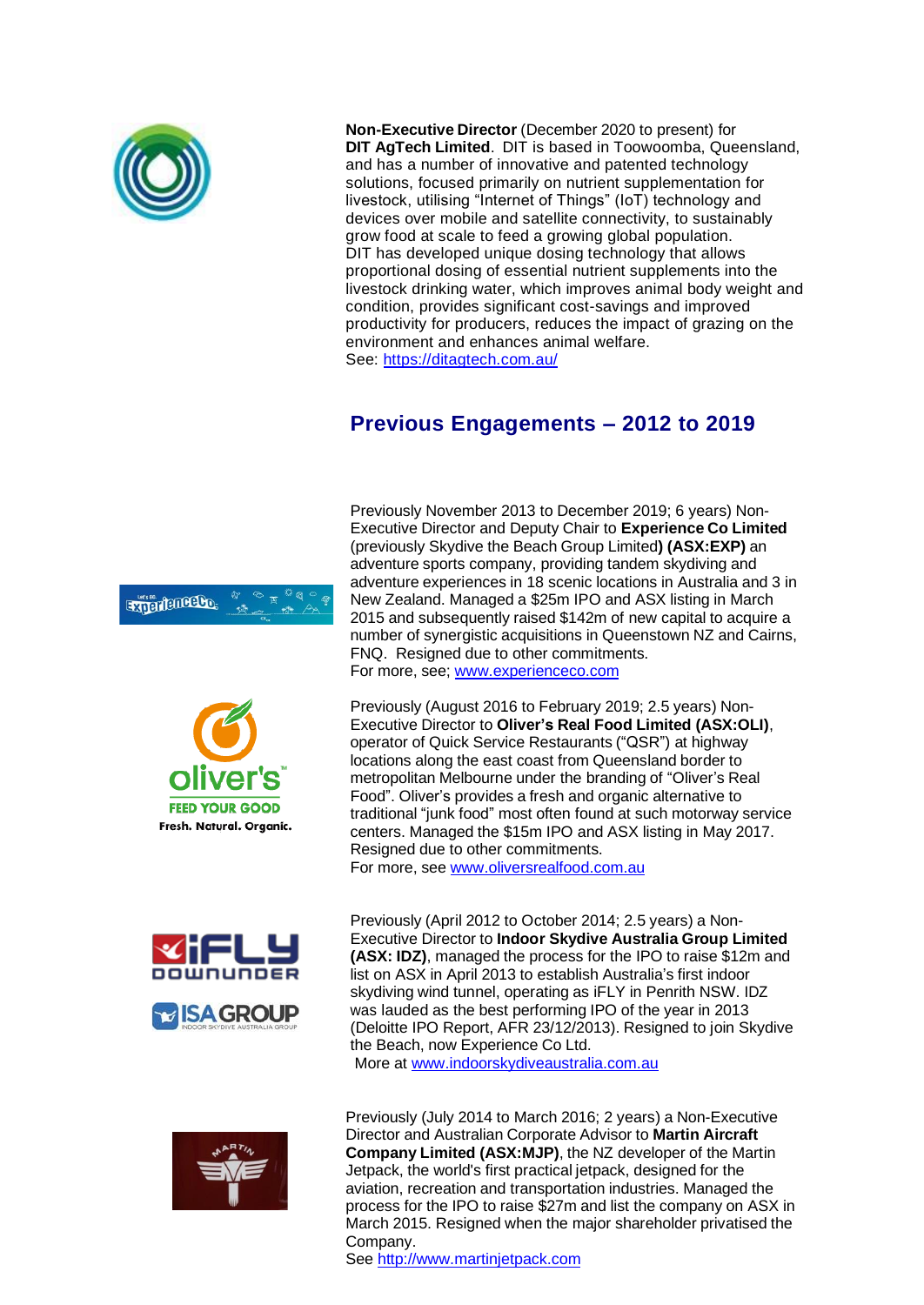**Non-Executive Director** (December 2020 to present) for **DIT AgTech Limited**. DIT is based in Toowoomba, Queensland, and has a number of innovative and patented technology solutions, focused primarily on nutrient supplementation for livestock, utilising "Internet of Things" (IoT) technology and devices over mobile and satellite connectivity, to sustainably grow food at scale to feed a growing global population. DIT has developed unique dosing technology that allows proportional dosing of essential nutrient supplements into the livestock drinking water, which improves animal body weight and condition, provides significant cost-savings and improved productivity for producers, reduces the impact of grazing on the environment and enhances animal welfare.
See: https://ditagtech.com.au/

## Previous Engagements – 2012 to 2019

Previously November 2013 to December 2019; 6 years) Non-Executive Director and Deputy Chair to **Experience Co Limited** (previously Skydive the Beach Group Limited**) (ASX:EXP)** an adventure sports company, providing tandem skydiving and adventure experiences in 18 scenic locations in Australia and 3 in New Zealand. Managed a $25m IPO and ASX listing in March 2015 and subsequently raised $142m of new capital to acquire a number of synergistic acquisitions in Queenstown NZ and Cairns, FNQ. Resigned due to other commitments.
For more, see; www.experienceco.com

Previously (August 2016 to February 2019; 2.5 years) Non-Executive Director to **Oliver's Real Food Limited (ASX:OLI)**, operator of Quick Service Restaurants ("QSR") at highway locations along the east coast from Queensland border to metropolitan Melbourne under the branding of "Oliver's Real Food". Oliver's provides a fresh and organic alternative to traditional "junk food" most often found at such motorway service centers. Managed the $15m IPO and ASX listing in May 2017. Resigned due to other commitments.
For more, see www.oliversrealfood.com.au

Previously (April 2012 to October 2014; 2.5 years) a Non-Executive Director to **Indoor Skydive Australia Group Limited (ASX: IDZ)**, managed the process for the IPO to raise $12m and list on ASX in April 2013 to establish Australia's first indoor skydiving wind tunnel, operating as iFLY in Penrith NSW. IDZ was lauded as the best performing IPO of the year in 2013 (Deloitte IPO Report, AFR 23/12/2013). Resigned to join Skydive the Beach, now Experience Co Ltd.
More at www.indoorskydiveaustralia.com.au

Previously (July 2014 to March 2016; 2 years) a Non-Executive Director and Australian Corporate Advisor to **Martin Aircraft Company Limited (ASX:MJP)**, the NZ developer of the Martin Jetpack, the world's first practical jetpack, designed for the aviation, recreation and transportation industries. Managed the process for the IPO to raise $27m and list the company on ASX in March 2015. Resigned when the major shareholder privatised the Company.
See http://www.martinjetpack.com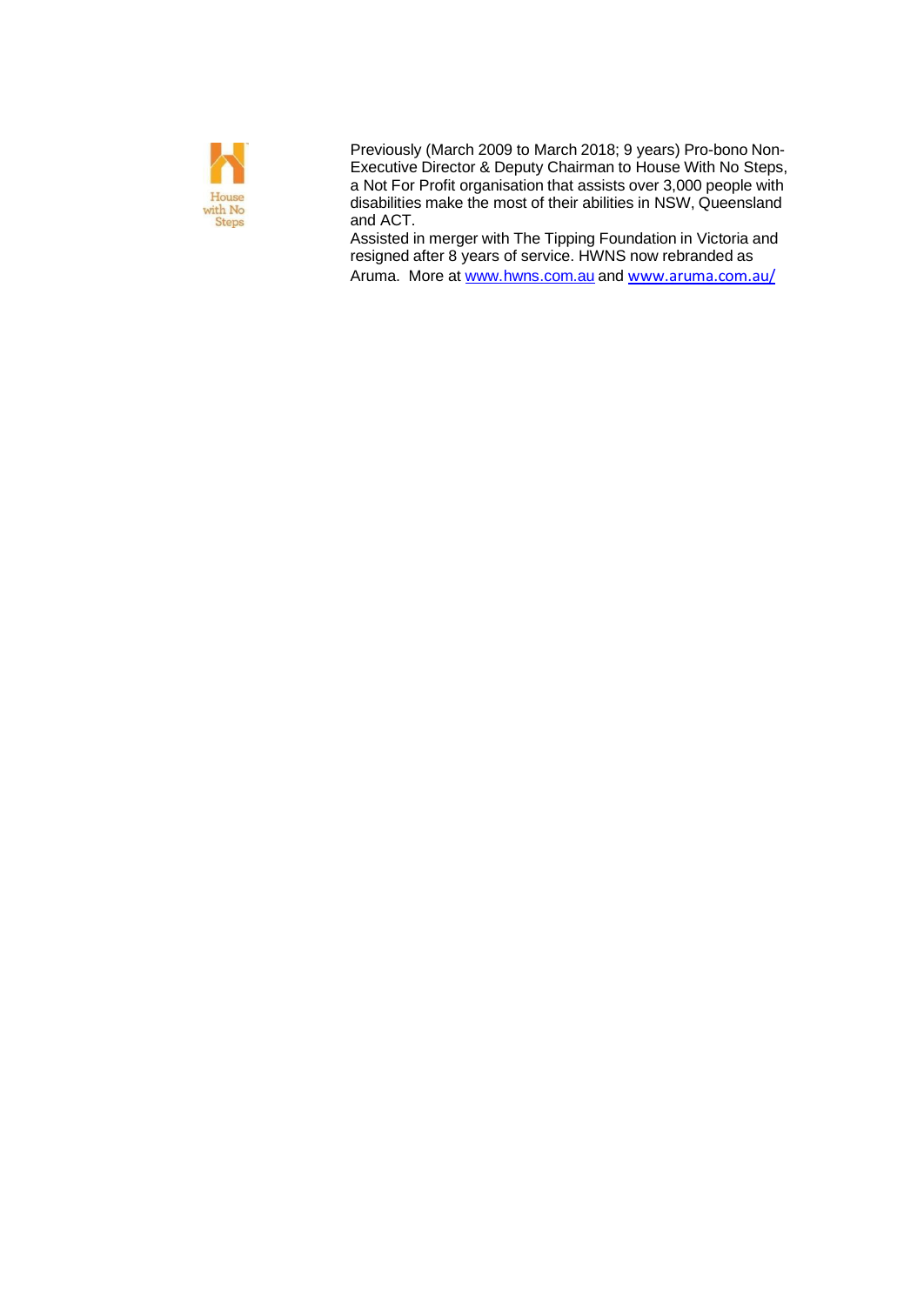Previously (March 2009 to March 2018; 9 years) Pro-bono Non-Executive Director & Deputy Chairman to House With No Steps, a Not For Profit organisation that assists over 3,000 people with disabilities make the most of their abilities in NSW, Queensland and ACT.

Assisted in merger with The Tipping Foundation in Victoria and resigned after 8 years of service. HWNS now rebranded as Aruma. More at www.hwns.com.au and www.aruma.com.au/